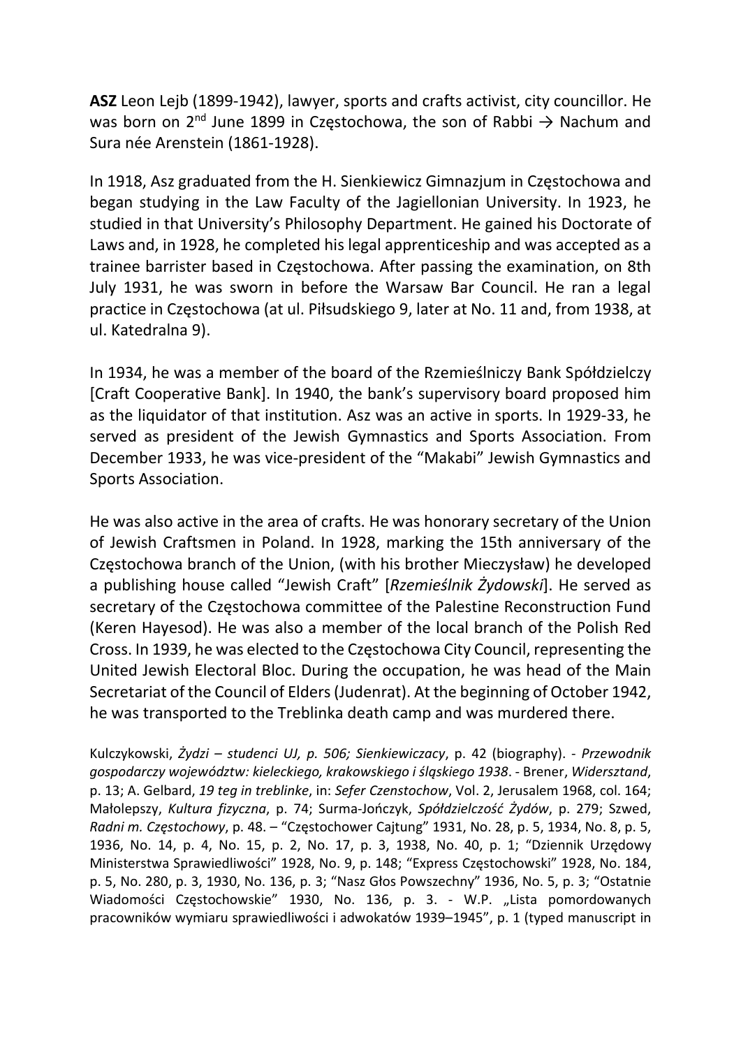**ASZ** Leon Lejb (1899-1942), lawyer, sports and crafts activist, city councillor. He was born on 2nd June 1899 in Częstochowa, the son of Rabbi → Nachum and Sura née Arenstein (1861-1928).

In 1918, Asz graduated from the H. Sienkiewicz Gimnazjum in Częstochowa and began studying in the Law Faculty of the Jagiellonian University. In 1923, he studied in that University's Philosophy Department. He gained his Doctorate of Laws and, in 1928, he completed his legal apprenticeship and was accepted as a trainee barrister based in Częstochowa. After passing the examination, on 8th July 1931, he was sworn in before the Warsaw Bar Council. He ran a legal practice in Częstochowa (at ul. Piłsudskiego 9, later at No. 11 and, from 1938, at ul. Katedralna 9).

In 1934, he was a member of the board of the Rzemieślniczy Bank Spółdzielczy [Craft Cooperative Bank]. In 1940, the bank's supervisory board proposed him as the liquidator of that institution. Asz was an active in sports. In 1929-33, he served as president of the Jewish Gymnastics and Sports Association. From December 1933, he was vice-president of the "Makabi" Jewish Gymnastics and Sports Association.

He was also active in the area of crafts. He was honorary secretary of the Union of Jewish Craftsmen in Poland. In 1928, marking the 15th anniversary of the Częstochowa branch of the Union, (with his brother Mieczysław) he developed a publishing house called "Jewish Craft" [*Rzemieślnik Żydowski*]. He served as secretary of the Częstochowa committee of the Palestine Reconstruction Fund (Keren Hayesod). He was also a member of the local branch of the Polish Red Cross. In 1939, he was elected to the Częstochowa City Council, representing the United Jewish Electoral Bloc. During the occupation, he was head of the Main Secretariat of the Council of Elders (Judenrat). At the beginning of October 1942, he was transported to the Treblinka death camp and was murdered there.

Kulczykowski, *Żydzi – studenci UJ, p. 506; Sienkiewiczacy*, p. 42 (biography). - *Przewodnik gospodarczy województw: kieleckiego, krakowskiego i śląskiego 1938*. - Brener, *Widersztand*, p. 13; A. Gelbard, *19 teg in treblinke*, in: *Sefer Czenstochow*, Vol. 2, Jerusalem 1968, col. 164; Małolepszy, *Kultura fizyczna*, p. 74; Surma-Jończyk, *Spółdzielczość Żydów*, p. 279; Szwed, *Radni m. Częstochowy*, p. 48. – "Częstochower Cajtung" 1931, No. 28, p. 5, 1934, No. 8, p. 5, 1936, No. 14, p. 4, No. 15, p. 2, No. 17, p. 3, 1938, No. 40, p. 1; "Dziennik Urzędowy Ministerstwa Sprawiedliwości" 1928, No. 9, p. 148; "Express Częstochowski" 1928, No. 184, p. 5, No. 280, p. 3, 1930, No. 136, p. 3; "Nasz Głos Powszechny" 1936, No. 5, p. 3; "Ostatnie Wiadomości Częstochowskie" 1930, No. 136, p. 3. - W.P. „Lista pomordowanych pracowników wymiaru sprawiedliwości i adwokatów 1939–1945", p. 1 (typed manuscript in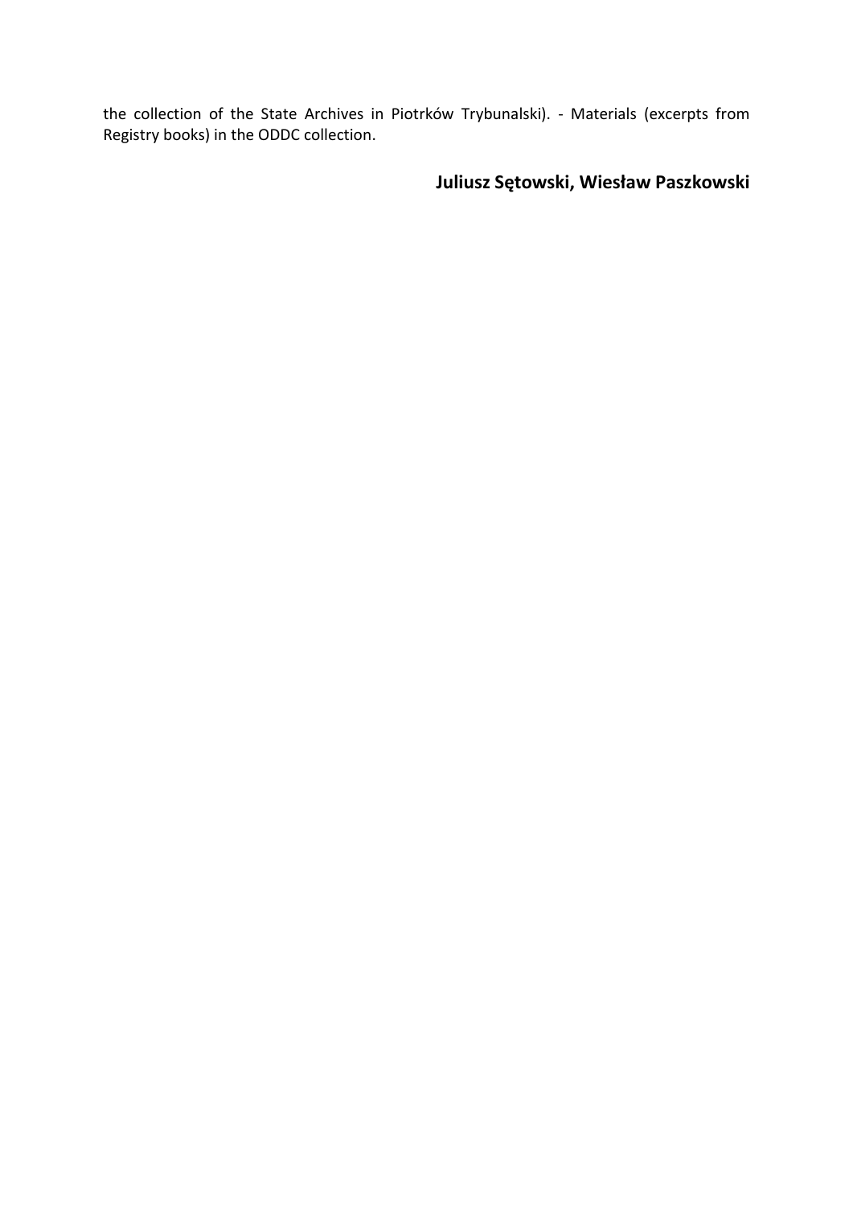the collection of the State Archives in Piotrków Trybunalski). - Materials (excerpts from Registry books) in the ODDC collection.

**Juliusz Sętowski, Wiesław Paszkowski**